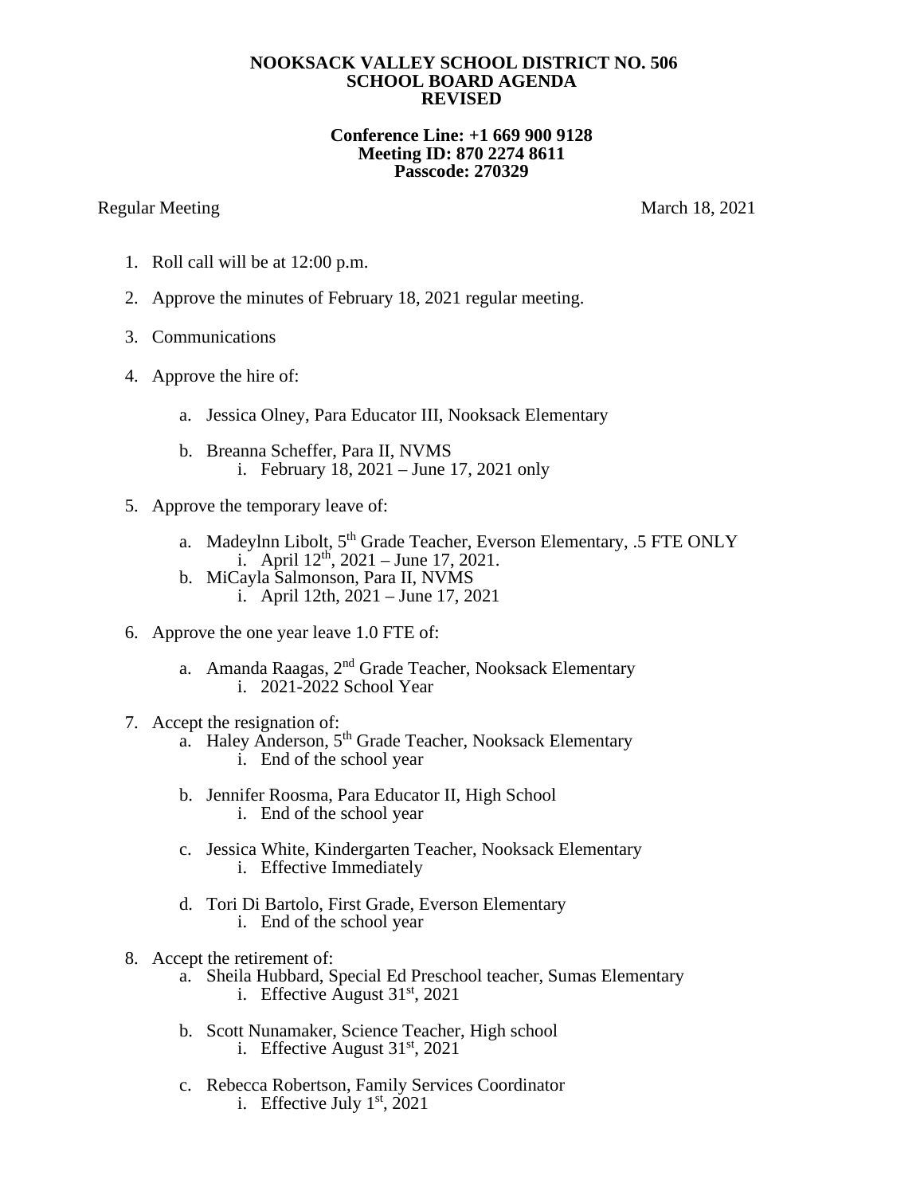**NOOKSACK VALLEY SCHOOL DISTRICT NO. 506**
**SCHOOL BOARD AGENDA**
**REVISED**

**Conference Line: +1 669 900 9128**
**Meeting ID: 870 2274 8611**
**Passcode: 270329**

Regular Meeting — March 18, 2021

1. Roll call will be at 12:00 p.m.

2. Approve the minutes of February 18, 2021 regular meeting.

3. Communications

4. Approve the hire of:

   a. Jessica Olney, Para Educator III, Nooksack Elementary

   b. Breanna Scheffer, Para II, NVMS
      i. February 18, 2021 – June 17, 2021 only

5. Approve the temporary leave of:

   a. Madeylnn Libolt, 5th Grade Teacher, Everson Elementary, .5 FTE ONLY
      i. April 12th, 2021 – June 17, 2021.

   b. MiCayla Salmonson, Para II, NVMS
      i. April 12th, 2021 – June 17, 2021

6. Approve the one year leave 1.0 FTE of:

   a. Amanda Raagas, 2nd Grade Teacher, Nooksack Elementary
      i. 2021-2022 School Year

7. Accept the resignation of:

   a. Haley Anderson, 5th Grade Teacher, Nooksack Elementary
      i. End of the school year

   b. Jennifer Roosma, Para Educator II, High School
      i. End of the school year

   c. Jessica White, Kindergarten Teacher, Nooksack Elementary
      i. Effective Immediately

   d. Tori Di Bartolo, First Grade, Everson Elementary
      i. End of the school year

8. Accept the retirement of:

   a. Sheila Hubbard, Special Ed Preschool teacher, Sumas Elementary
      i. Effective August 31st, 2021

   b. Scott Nunamaker, Science Teacher, High school
      i. Effective August 31st, 2021

   c. Rebecca Robertson, Family Services Coordinator
      i. Effective July 1st, 2021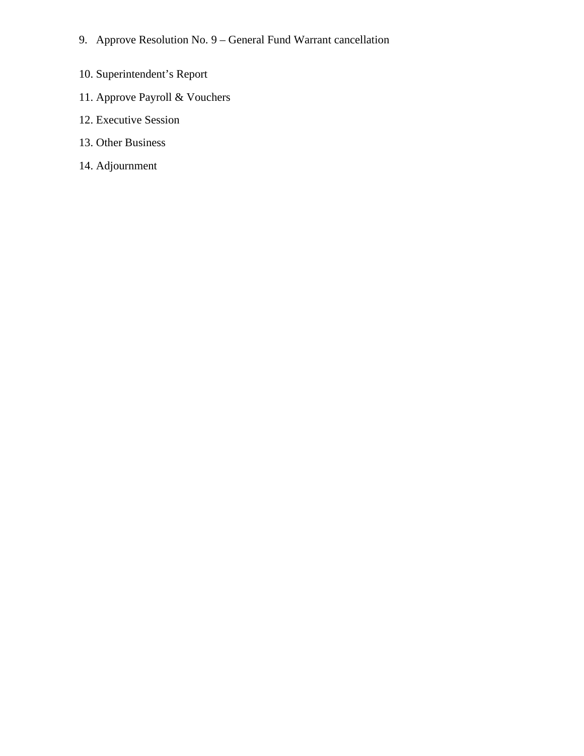9. Approve Resolution No. 9 – General Fund Warrant cancellation

10. Superintendent’s Report

11. Approve Payroll & Vouchers

12. Executive Session

13. Other Business

14. Adjournment